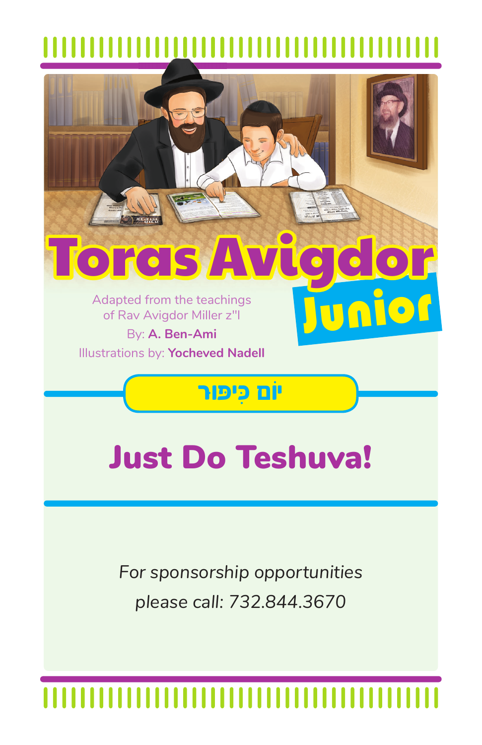# Toras Avigdor Junior

Adapted from the teachings of Rav Avigdor Miller z"l

By: **A. Ben-Ami**

Illustrations by: **Yocheved Nadell**

## יוֹם כִּיפּוּר

## Just Do Teshuva!

*For sponsorship opportunities please call: 732.844.3670*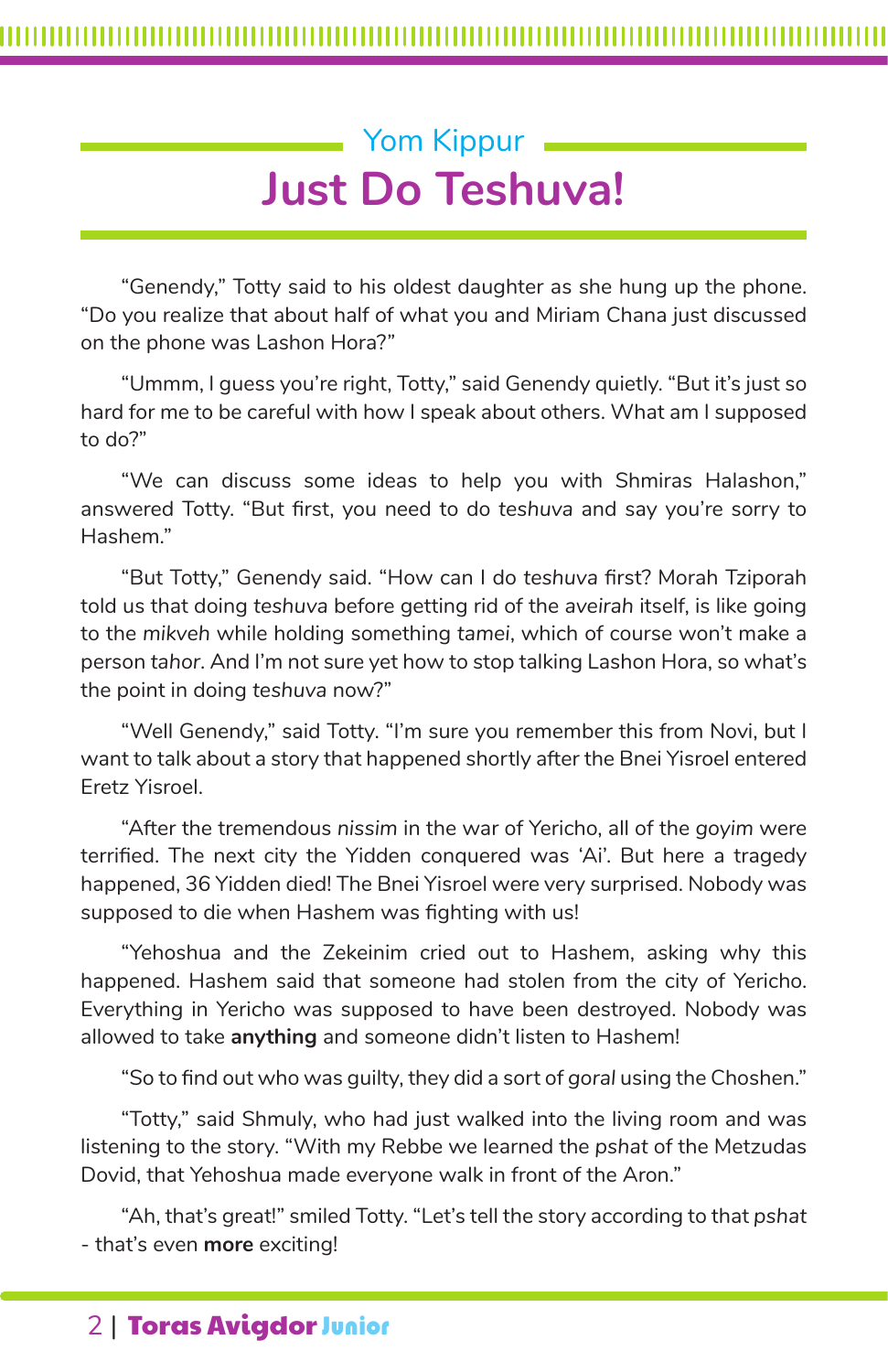## Yom Kippur

# Just Do Teshuva!

"Genendy," Totty said to his oldest daughter as she hung up the phone. "Do you realize that about half of what you and Miriam Chana just discussed on the phone was Lashon Hora?"

"Ummm, I guess you're right, Totty," said Genendy quietly. "But it's just so hard for me to be careful with how I speak about others. What am I supposed to do?"

"We can discuss some ideas to help you with Shmiras Halashon," answered Totty. "But first, you need to do *teshuva* and say you're sorry to Hashem."

"But Totty," Genendy said. "How can I do *teshuva* first? Morah Tziporah told us that doing *teshuva* before getting rid of the *aveirah* itself, is like going to the *mikveh* while holding something *tamei*, which of course won't make a person *tahor*. And I'm not sure yet how to stop talking Lashon Hora, so what's the point in doing *teshuva* now?"

"Well Genendy," said Totty. "I'm sure you remember this from Novi, but I want to talk about a story that happened shortly after the Bnei Yisroel entered Eretz Yisroel.

"After the tremendous *nissim* in the war of Yericho, all of the *goyim* were terrified. The next city the Yidden conquered was 'Ai'. But here a tragedy happened, 36 Yidden died! The Bnei Yisroel were very surprised. Nobody was supposed to die when Hashem was fighting with us!

"Yehoshua and the Zekeinim cried out to Hashem, asking why this happened. Hashem said that someone had stolen from the city of Yericho. Everything in Yericho was supposed to have been destroyed. Nobody was allowed to take **anything** and someone didn't listen to Hashem!

"So to find out who was guilty, they did a sort of *goral* using the Choshen."

"Totty," said Shmuly, who had just walked into the living room and was listening to the story. "With my Rebbe we learned the *pshat* of the Metzudas Dovid, that Yehoshua made everyone walk in front of the Aron."

"Ah, that's great!" smiled Totty. "Let's tell the story according to that *pshat* - that's even **more** exciting!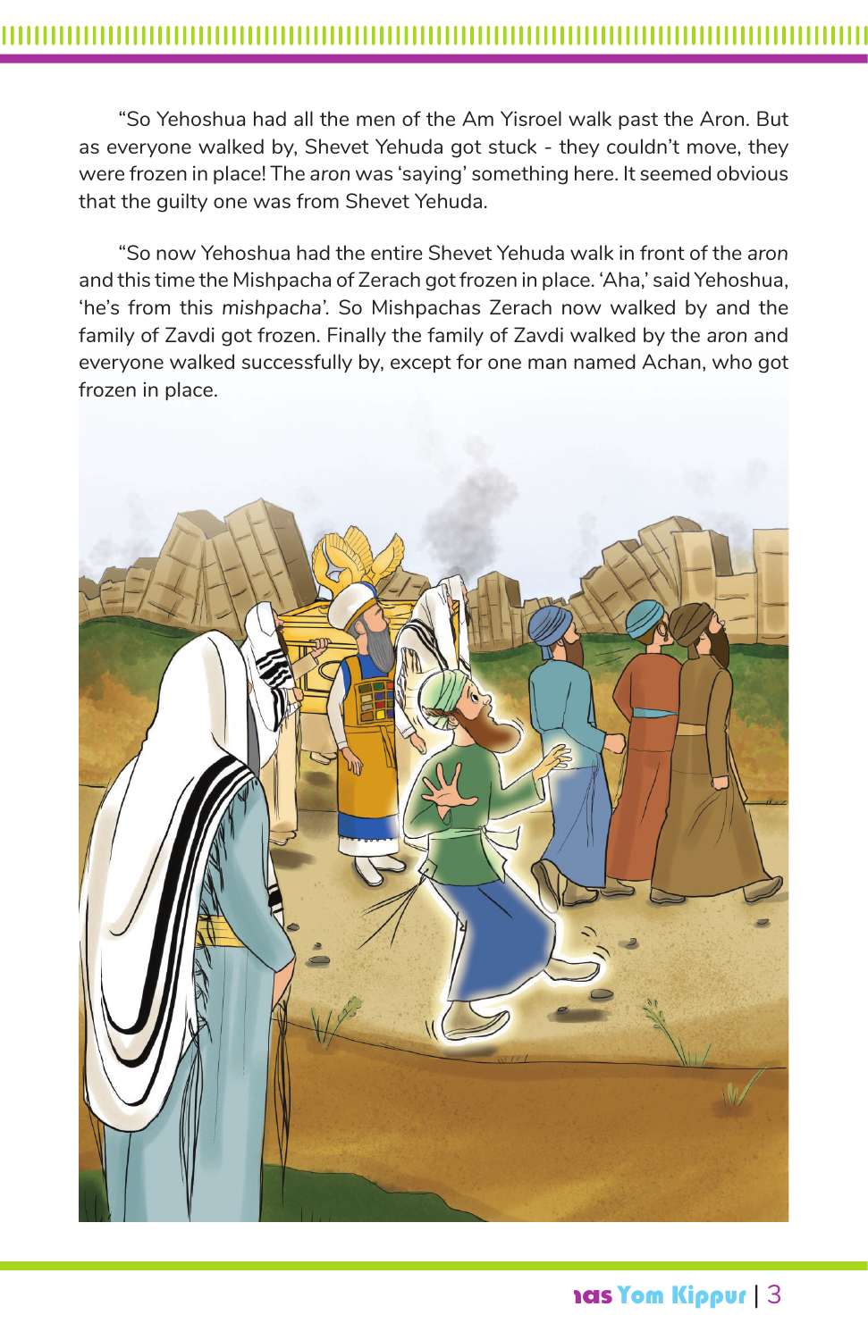"So Yehoshua had all the men of the Am Yisroel walk past the Aron. But as everyone walked by, Shevet Yehuda got stuck - they couldn't move, they were frozen in place! The *aron* was 'saying' something here. It seemed obvious that the guilty one was from Shevet Yehuda.

"So now Yehoshua had the entire Shevet Yehuda walk in front of the *aron* and this time the Mishpacha of Zerach got frozen in place. 'Aha,' said Yehoshua, 'he's from this *mishpacha*'. So Mishpachas Zerach now walked by and the family of Zavdi got frozen. Finally the family of Zavdi walked by the *aron* and everyone walked successfully by, except for one man named Achan, who got frozen in place.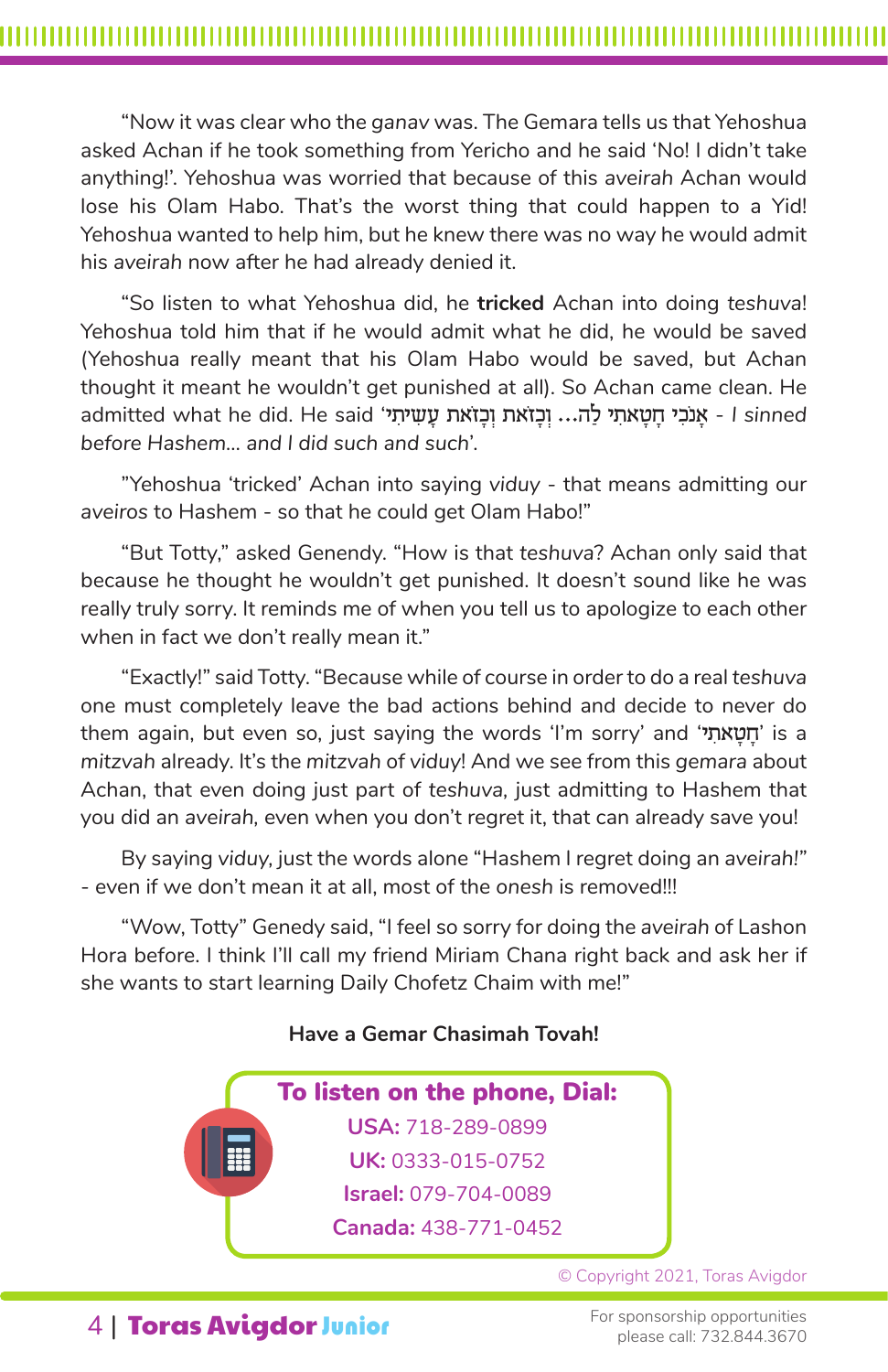"Now it was clear who the *ganav* was. The Gemara tells us that Yehoshua asked Achan if he took something from Yericho and he said 'No! I didn't take anything!'. Yehoshua was worried that because of this *aveirah* Achan would lose his Olam Habo. That's the worst thing that could happen to a Yid! Yehoshua wanted to help him, but he knew there was no way he would admit his *aveirah* now after he had already denied it.

"So listen to what Yehoshua did, he **tricked** Achan into doing *teshuva*! Yehoshua told him that if he would admit what he did, he would be saved (Yehoshua really meant that his Olam Habo would be saved, but Achan thought it meant he wouldn't get punished at all). So Achan came clean. He admitted what he did. He said 'אָנֹכִי חָטָאתִי לַה... וְכָזֹאת וְכָזֹאת עָשִׂיתִי' - *I sinned before Hashem... and I did such and such*'.

"Yehoshua 'tricked' Achan into saying *viduy* - that means admitting our *aveiros* to Hashem - so that he could get Olam Habo!"

"But Totty," asked Genendy. "How is that *teshuva*? Achan only said that because he thought he wouldn't get punished. It doesn't sound like he was really truly sorry. It reminds me of when you tell us to apologize to each other when in fact we don't really mean it."

"Exactly!" said Totty. "Because while of course in order to do a real *teshuva* one must completely leave the bad actions behind and decide to never do them again, but even so, just saying the words 'I'm sorry' and '**חָטָאתִי**' is a *mitzvah* already. It's the *mitzvah* of *viduy*! And we see from this *gemara* about Achan, that even doing just part of *teshuva*, just admitting to Hashem that you did an *aveirah*, even when you don't regret it, that can already save you!

By saying *viduy*, just the words alone "Hashem I regret doing an *aveirah!*" - even if we don't mean it at all, most of the *onesh* is removed!!!

"Wow, Totty" Genedy said, "I feel so sorry for doing the *aveirah* of Lashon Hora before. I think I'll call my friend Miriam Chana right back and ask her if she wants to start learning Daily Chofetz Chaim with me!"

**Have a Gemar Chasimah Tovah!**

**To listen on the phone, Dial:**

**USA:** 718-289-0899
**UK:** 0333-015-0752
**Israel:** 079-704-0089
**Canada:** 438-771-0452

© Copyright 2021, Toras Avigdor

For sponsorship opportunities please call: 732.844.3670